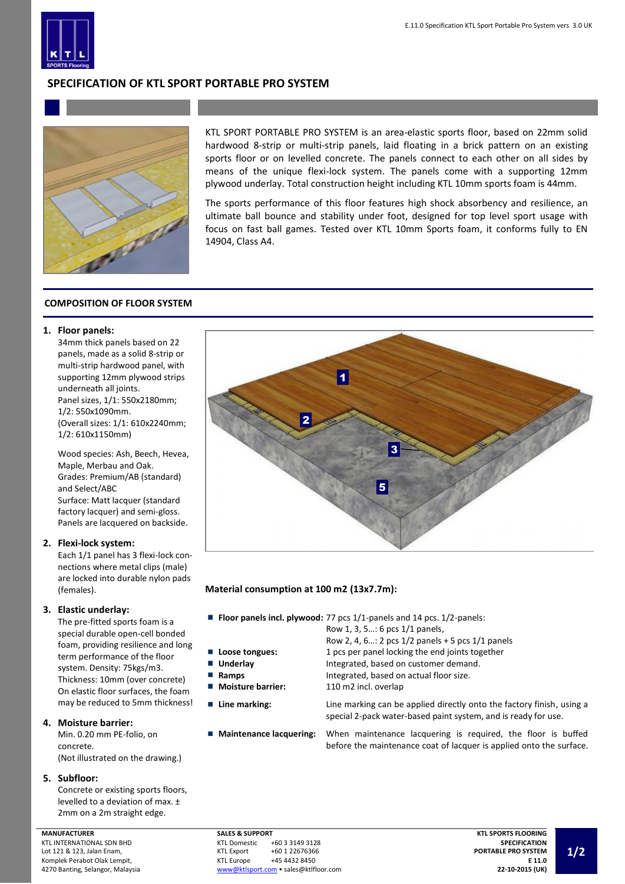# SPECIFICATION OF KTL SPORT PORTABLE PRO SYSTEM

KTL SPORT PORTABLE PRO SYSTEM is an area-elastic sports floor, based on 22mm solid hardwood 8-strip or multi-strip panels, laid floating in a brick pattern on an existing sports floor or on levelled concrete. The panels connect to each other on all sides by means of the unique flexi-lock system. The panels come with a supporting 12mm plywood underlay. Total construction height including KTL 10mm sports foam is 44mm.

The sports performance of this floor features high shock absorbency and resilience, an ultimate ball bounce and stability under foot, designed for top level sport usage with focus on fast ball games. Tested over KTL 10mm Sports foam, it conforms fully to EN 14904, Class A4.

## COMPOSITION OF FLOOR SYSTEM

1. **Floor panels:**
   34mm thick panels based on 22 panels, made as a solid 8-strip or multi-strip hardwood panel, with supporting 12mm plywood strips underneath all joints.
   Panel sizes, 1/1: 550x2180mm; 1/2: 550x1090mm.
   (Overall sizes: 1/1: 610x2240mm; 1/2: 610x1150mm)

   Wood species: Ash, Beech, Hevea, Maple, Merbau and Oak.
   Grades: Premium/AB (standard) and Select/ABC
   Surface: Matt lacquer (standard factory lacquer) and semi-gloss.
   Panels are lacquered on backside.

2. **Flexi-lock system:**
   Each 1/1 panel has 3 flexi-lock connections where metal clips (male) are locked into durable nylon pads (females).

3. **Elastic underlay:**
   The pre-fitted sports foam is a special durable open-cell bonded foam, providing resilience and long term performance of the floor system. Density: 75kgs/m3.
   Thickness: 10mm (over concrete)
   On elastic floor surfaces, the foam may be reduced to 5mm thickness!

4. **Moisture barrier:**
   Min. 0.20 mm PE-folio, on concrete.
   (Not illustrated on the drawing.)

5. **Subfloor:**
   Concrete or existing sports floors, levelled to a deviation of max. ± 2mm on a 2m straight edge.

### Material consumption at 100 m2 (13x7.7m):

- **Floor panels incl. plywood:** 77 pcs 1/1-panels and 14 pcs. 1/2-panels:
  Row 1, 3, 5…: 6 pcs 1/1 panels,
  Row 2, 4, 6…: 2 pcs 1/2 panels + 5 pcs 1/1 panels
- **Loose tongues:** 1 pcs per panel locking the end joints together
- **Underlay** Integrated, based on customer demand.
- **Ramps** Integrated, based on actual floor size.
- **Moisture barrier:** 110 m2 incl. overlap
- **Line marking:** Line marking can be applied directly onto the factory finish, using a special 2-pack water-based paint system, and is ready for use.
- **Maintenance lacquering:** When maintenance lacquering is required, the floor is buffed before the maintenance coat of lacquer is applied onto the surface.

**MANUFACTURER**
KTL INTERNATIONAL SDN BHD
Lot 121 & 123, Jalan Enam,
Komplek Perabot Olak Lempit,
4270 Banting, Selangor, Malaysia

**SALES & SUPPORT**
KTL Domestic +60 3 3149 3128
KTL Export +60 1 22676366
KTL Europe +45 4432 8450
www@ktlsport.com • sales@ktlfloor.com

**KTL SPORTS FLOORING**
**SPECIFICATION**
**PORTABLE PRO SYSTEM**
**E 11.0**
**22-10-2015 (UK)**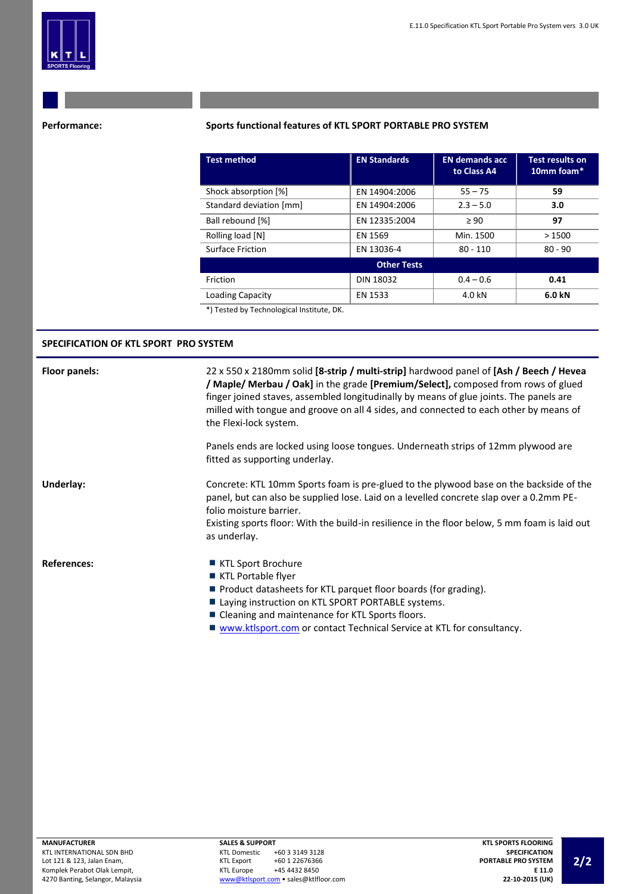**Performance:**

**Sports functional features of KTL SPORT PORTABLE PRO SYSTEM**

| Test method | EN Standards | EN demands acc to Class A4 | Test results on 10mm foam* |
|---|---|---|---|
| Shock absorption [%] | EN 14904:2006 | 55 – 75 | **59** |
| Standard deviation [mm] | EN 14904:2006 | 2.3 – 5.0 | **3.0** |
| Ball rebound [%] | EN 12335:2004 | ≥ 90 | **97** |
| Rolling load [N] | EN 1569 | Min. 1500 | > 1500 |
| Surface Friction | EN 13036-4 | 80 - 110 | 80 - 90 |
| **Other Tests** | | | |
| Friction | DIN 18032 | 0.4 – 0.6 | **0.41** |
| Loading Capacity | EN 1533 | 4.0 kN | **6.0 kN** |

*) Tested by Technological Institute, DK.

## SPECIFICATION OF KTL SPORT PRO SYSTEM

**Floor panels:**

22 x 550 x 2180mm solid **[8-strip / multi-strip]** hardwood panel of **[Ash / Beech / Hevea / Maple/ Merbau / Oak]** in the grade **[Premium/Select],** composed from rows of glued finger joined staves, assembled longitudinally by means of glue joints. The panels are milled with tongue and groove on all 4 sides, and connected to each other by means of the Flexi-lock system.

Panels ends are locked using loose tongues. Underneath strips of 12mm plywood are fitted as supporting underlay.

**Underlay:**

Concrete: KTL 10mm Sports foam is pre-glued to the plywood base on the backside of the panel, but can also be supplied lose. Laid on a levelled concrete slap over a 0.2mm PE-folio moisture barrier.
Existing sports floor: With the build-in resilience in the floor below, 5 mm foam is laid out as underlay.

**References:**

- KTL Sport Brochure
- KTL Portable flyer
- Product datasheets for KTL parquet floor boards (for grading).
- Laying instruction on KTL SPORT PORTABLE systems.
- Cleaning and maintenance for KTL Sports floors.
- www.ktlsport.com or contact Technical Service at KTL for consultancy.

**MANUFACTURER**
KTL INTERNATIONAL SDN BHD
Lot 121 & 123, Jalan Enam,
Komplek Perabot Olak Lempit,
4270 Banting, Selangor, Malaysia

**SALES & SUPPORT**
KTL Domestic +60 3 3149 3128
KTL Export +60 1 22676366
KTL Europe +45 4432 8450
www@ktlsport.com • sales@ktlfloor.com

**KTL SPORTS FLOORING**
**SPECIFICATION**
**PORTABLE PRO SYSTEM**
**E 11.0**
**22-10-2015 (UK)**